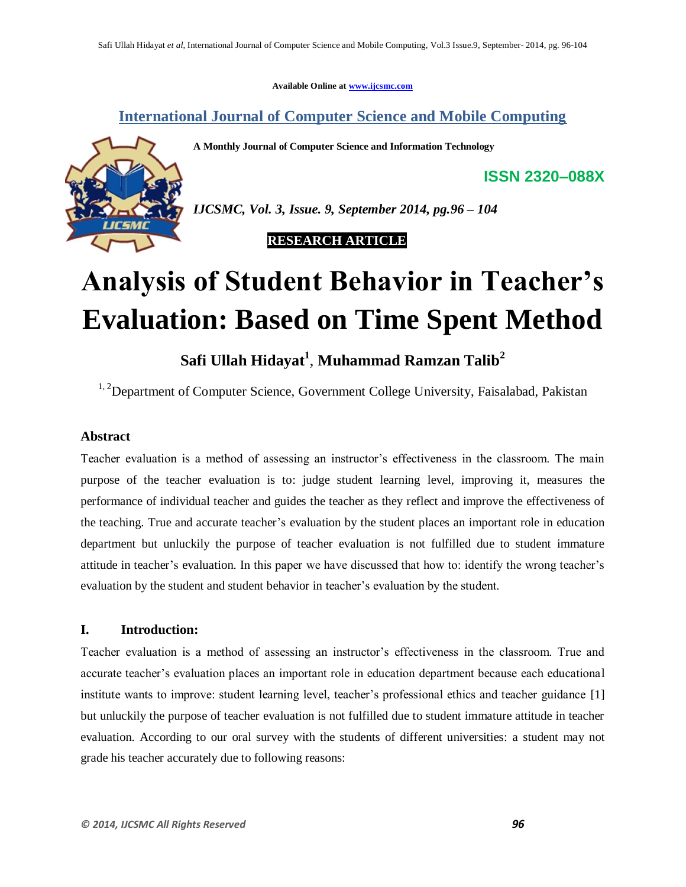Available Online at www.ijcsmc.com

## International Journal of Computer Science and Mobile Computing

**A Monthly Journal of Computer Science and Information Technology**

**ISSN 2320–088X**

***IJCSMC, Vol. 3, Issue. 9, September 2014, pg.96 – 104***

**RESEARCH ARTICLE**

# Analysis of Student Behavior in Teacher's Evaluation: Based on Time Spent Method

**Safi Ullah Hidayat[1], Muhammad Ramzan Talib[2]**

[1, 2]Department of Computer Science, Government College University, Faisalabad, Pakistan

### Abstract

Teacher evaluation is a method of assessing an instructor's effectiveness in the classroom. The main purpose of the teacher evaluation is to: judge student learning level, improving it, measures the performance of individual teacher and guides the teacher as they reflect and improve the effectiveness of the teaching. True and accurate teacher's evaluation by the student places an important role in education department but unluckily the purpose of teacher evaluation is not fulfilled due to student immature attitude in teacher's evaluation. In this paper we have discussed that how to: identify the wrong teacher's evaluation by the student and student behavior in teacher's evaluation by the student.

## I. Introduction:

Teacher evaluation is a method of assessing an instructor's effectiveness in the classroom. True and accurate teacher's evaluation places an important role in education department because each educational institute wants to improve: student learning level, teacher's professional ethics and teacher guidance [1] but unluckily the purpose of teacher evaluation is not fulfilled due to student immature attitude in teacher evaluation. According to our oral survey with the students of different universities: a student may not grade his teacher accurately due to following reasons: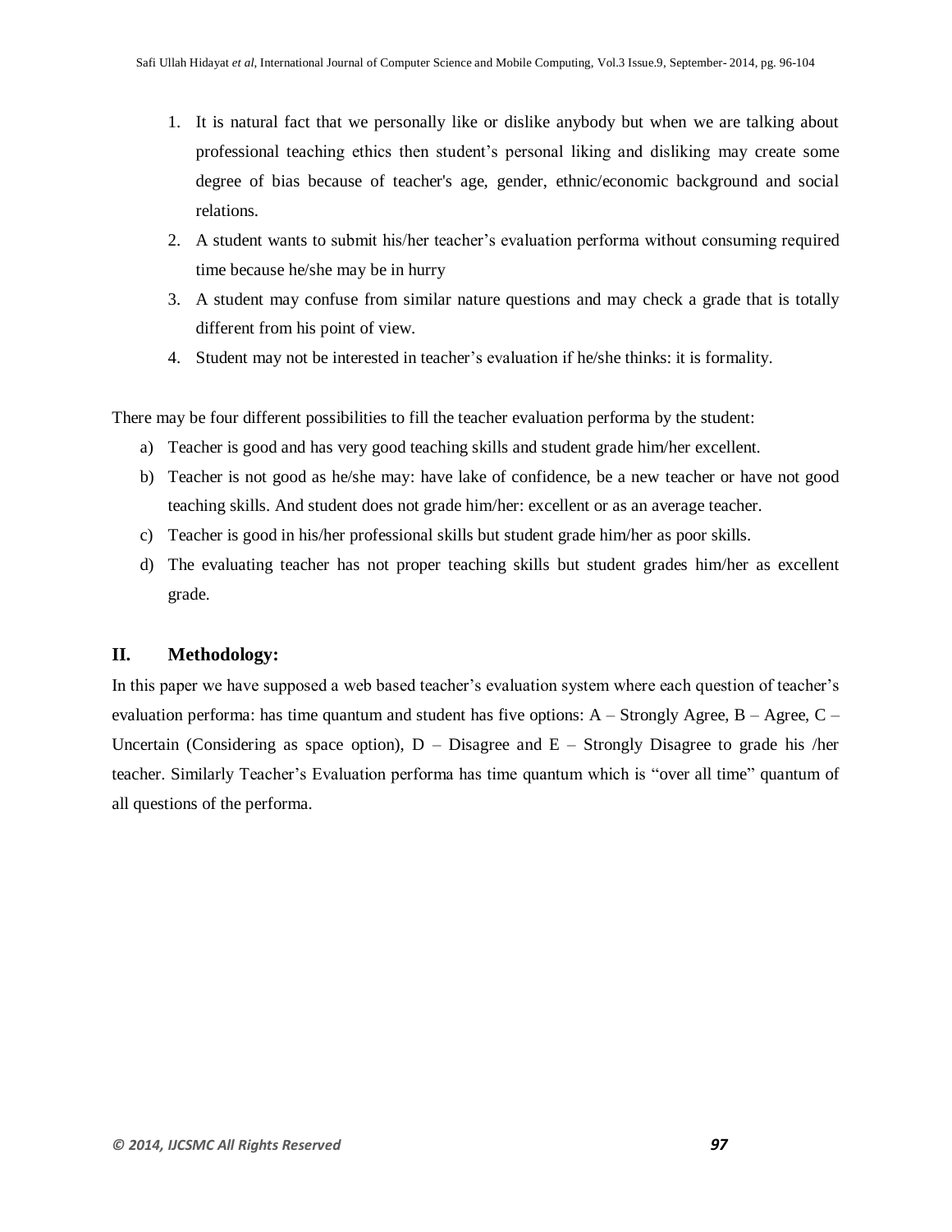1. It is natural fact that we personally like or dislike anybody but when we are talking about professional teaching ethics then student's personal liking and disliking may create some degree of bias because of teacher's age, gender, ethnic/economic background and social relations.
2. A student wants to submit his/her teacher's evaluation performa without consuming required time because he/she may be in hurry
3. A student may confuse from similar nature questions and may check a grade that is totally different from his point of view.
4. Student may not be interested in teacher's evaluation if he/she thinks: it is formality.

There may be four different possibilities to fill the teacher evaluation performa by the student:

a) Teacher is good and has very good teaching skills and student grade him/her excellent.
b) Teacher is not good as he/she may: have lake of confidence, be a new teacher or have not good teaching skills. And student does not grade him/her: excellent or as an average teacher.
c) Teacher is good in his/her professional skills but student grade him/her as poor skills.
d) The evaluating teacher has not proper teaching skills but student grades him/her as excellent grade.

## II. Methodology:

In this paper we have supposed a web based teacher's evaluation system where each question of teacher's evaluation performa: has time quantum and student has five options: A – Strongly Agree, B – Agree, C – Uncertain (Considering as space option), D – Disagree and E – Strongly Disagree to grade his /her teacher. Similarly Teacher's Evaluation performa has time quantum which is "over all time" quantum of all questions of the performa.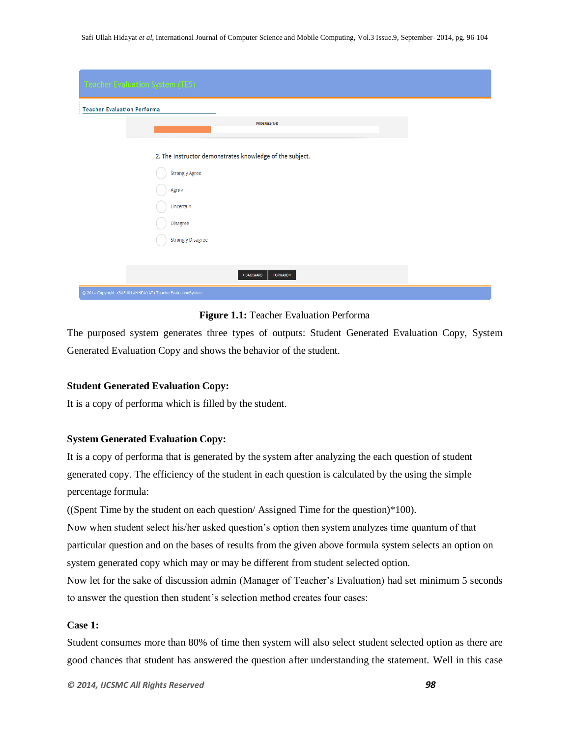**Figure 1.1:** Teacher Evaluation Performa

The purposed system generates three types of outputs: Student Generated Evaluation Copy, System Generated Evaluation Copy and shows the behavior of the student.

**Student Generated Evaluation Copy:**

It is a copy of performa which is filled by the student.

**System Generated Evaluation Copy:**

It is a copy of performa that is generated by the system after analyzing the each question of student generated copy. The efficiency of the student in each question is calculated by the using the simple percentage formula:

((Spent Time by the student on each question/ Assigned Time for the question)*100).

Now when student select his/her asked question's option then system analyzes time quantum of that particular question and on the bases of results from the given above formula system selects an option on system generated copy which may or may be different from student selected option.

Now let for the sake of discussion admin (Manager of Teacher's Evaluation) had set minimum 5 seconds to answer the question then student's selection method creates four cases:

**Case 1:**

Student consumes more than 80% of time then system will also select student selected option as there are good chances that student has answered the question after understanding the statement. Well in this case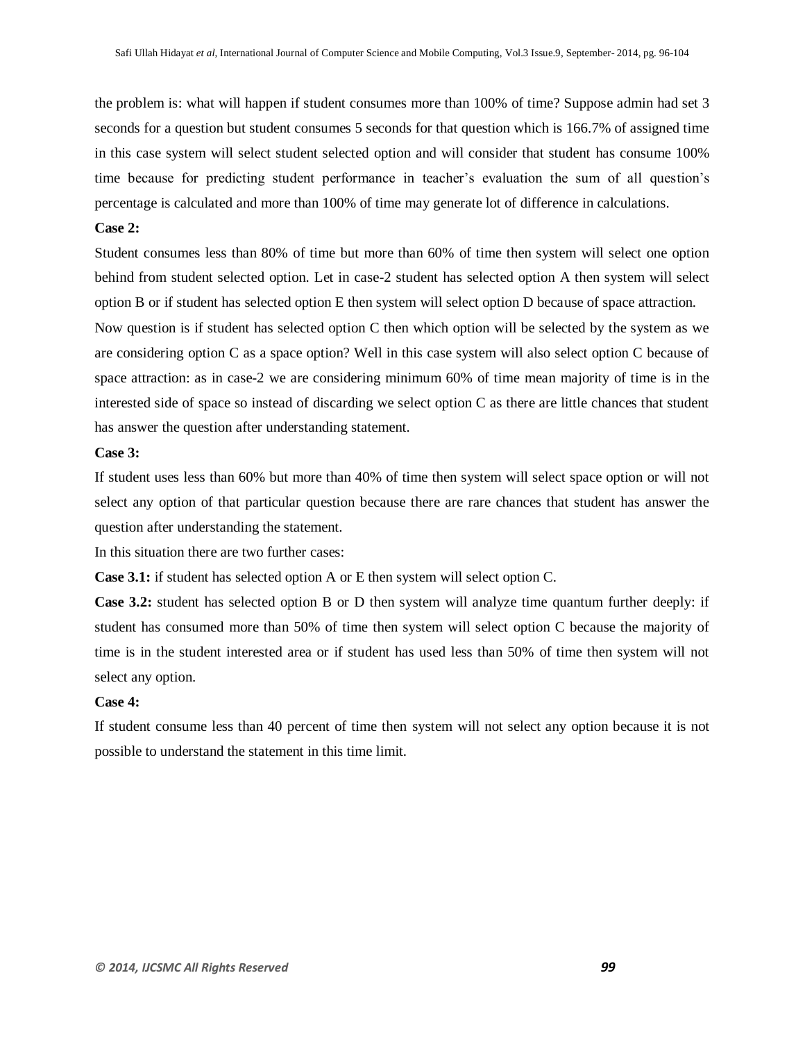the problem is: what will happen if student consumes more than 100% of time? Suppose admin had set 3 seconds for a question but student consumes 5 seconds for that question which is 166.7% of assigned time in this case system will select student selected option and will consider that student has consume 100% time because for predicting student performance in teacher's evaluation the sum of all question's percentage is calculated and more than 100% of time may generate lot of difference in calculations.

**Case 2:**

Student consumes less than 80% of time but more than 60% of time then system will select one option behind from student selected option. Let in case-2 student has selected option A then system will select option B or if student has selected option E then system will select option D because of space attraction.

Now question is if student has selected option C then which option will be selected by the system as we are considering option C as a space option? Well in this case system will also select option C because of space attraction: as in case-2 we are considering minimum 60% of time mean majority of time is in the interested side of space so instead of discarding we select option C as there are little chances that student has answer the question after understanding statement.

**Case 3:**

If student uses less than 60% but more than 40% of time then system will select space option or will not select any option of that particular question because there are rare chances that student has answer the question after understanding the statement.

In this situation there are two further cases:

**Case 3.1:** if student has selected option A or E then system will select option C.

**Case 3.2:** student has selected option B or D then system will analyze time quantum further deeply: if student has consumed more than 50% of time then system will select option C because the majority of time is in the student interested area or if student has used less than 50% of time then system will not select any option.

**Case 4:**

If student consume less than 40 percent of time then system will not select any option because it is not possible to understand the statement in this time limit.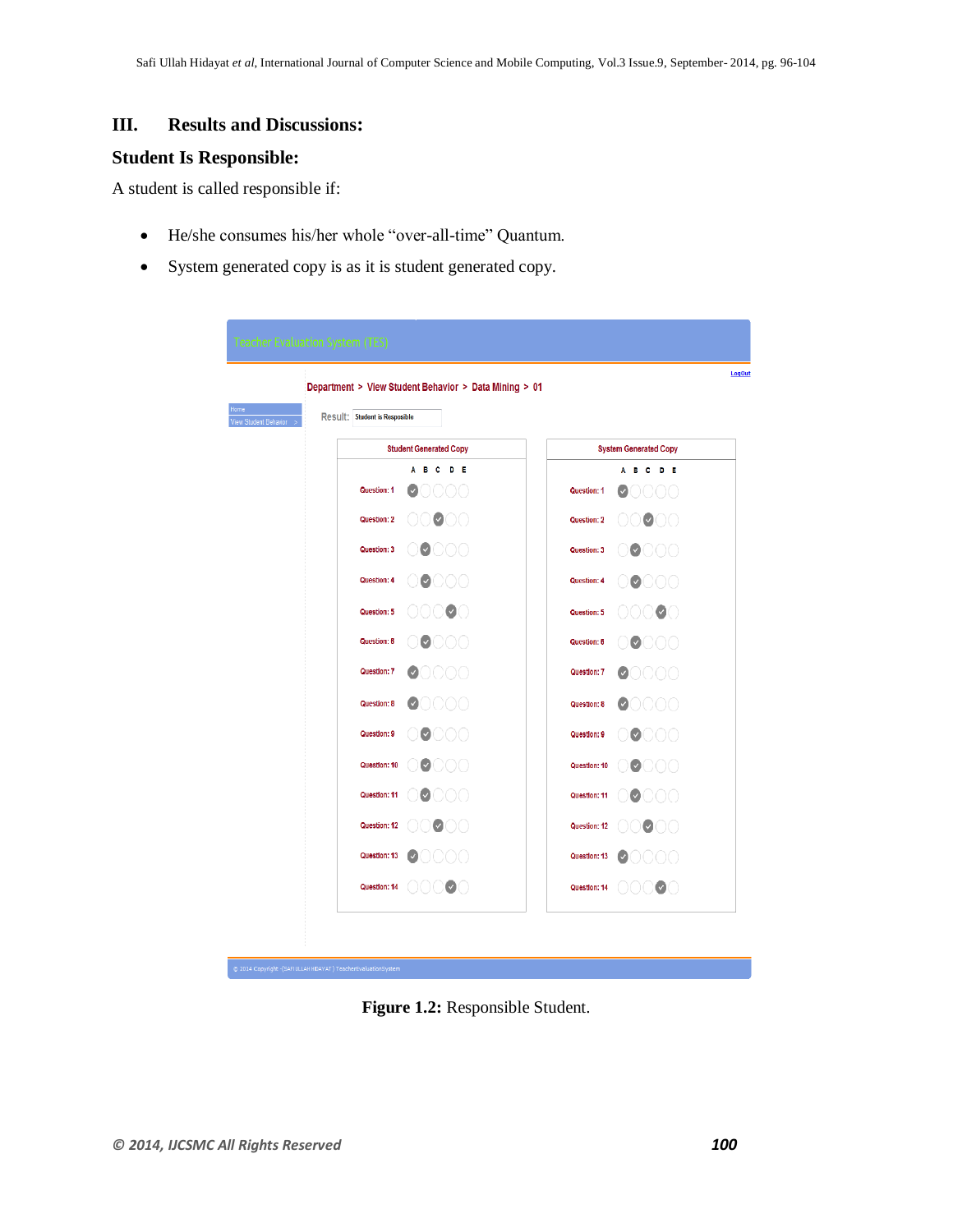## III. Results and Discussions:

### Student Is Responsible:

A student is called responsible if:

- He/she consumes his/her whole "over-all-time" Quantum.
- System generated copy is as it is student generated copy.

**Figure 1.2:** Responsible Student.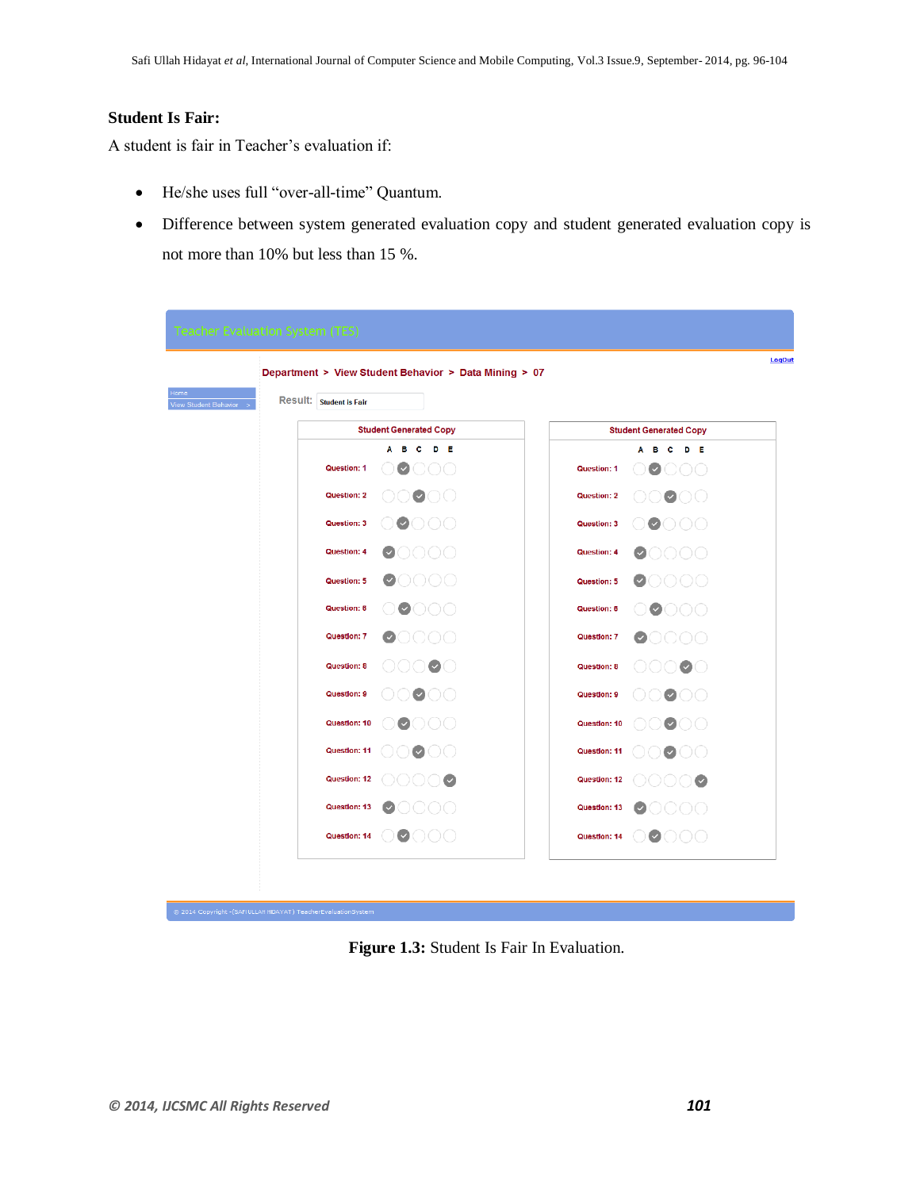**Student Is Fair:**

A student is fair in Teacher's evaluation if:

- He/she uses full "over-all-time" Quantum.
- Difference between system generated evaluation copy and student generated evaluation copy is not more than 10% but less than 15 %.

Teacher Evaluation System (TES)

LogOut

Department > View Student Behavior > Data Mining > 07

Home

View Student Behavior >

Result: Student is Fair

| Student Generated Copy | A | B | C | D | E |
|---|---|---|---|---|---|
| Question: 1 | | ✓ | | | |
| Question: 2 | | | ✓ | | |
| Question: 3 | | ✓ | | | |
| Question: 4 | ✓ | | | | |
| Question: 5 | ✓ | | | | |
| Question: 6 | | ✓ | | | |
| Question: 7 | ✓ | | | | |
| Question: 8 | | | | ✓ | |
| Question: 9 | | | ✓ | | |
| Question: 10 | | ✓ | | | |
| Question: 11 | | | ✓ | | |
| Question: 12 | | | | | ✓ |
| Question: 13 | ✓ | | | | |
| Question: 14 | | ✓ | | | |

| Student Generated Copy | A | B | C | D | E |
|---|---|---|---|---|---|
| Question: 1 | | ✓ | | | |
| Question: 2 | | | ✓ | | |
| Question: 3 | | ✓ | | | |
| Question: 4 | ✓ | | | | |
| Question: 5 | ✓ | | | | |
| Question: 6 | | ✓ | | | |
| Question: 7 | ✓ | | | | |
| Question: 8 | | | | ✓ | |
| Question: 9 | | | ✓ | | |
| Question: 10 | | | ✓ | | |
| Question: 11 | | | ✓ | | |
| Question: 12 | | | | | ✓ |
| Question: 13 | ✓ | | | | |
| Question: 14 | | ✓ | | | |

© 2014 Copyright -(SAFIULLAH HIDAYAT) TeacherEvaluationSystem

**Figure 1.3:** Student Is Fair In Evaluation.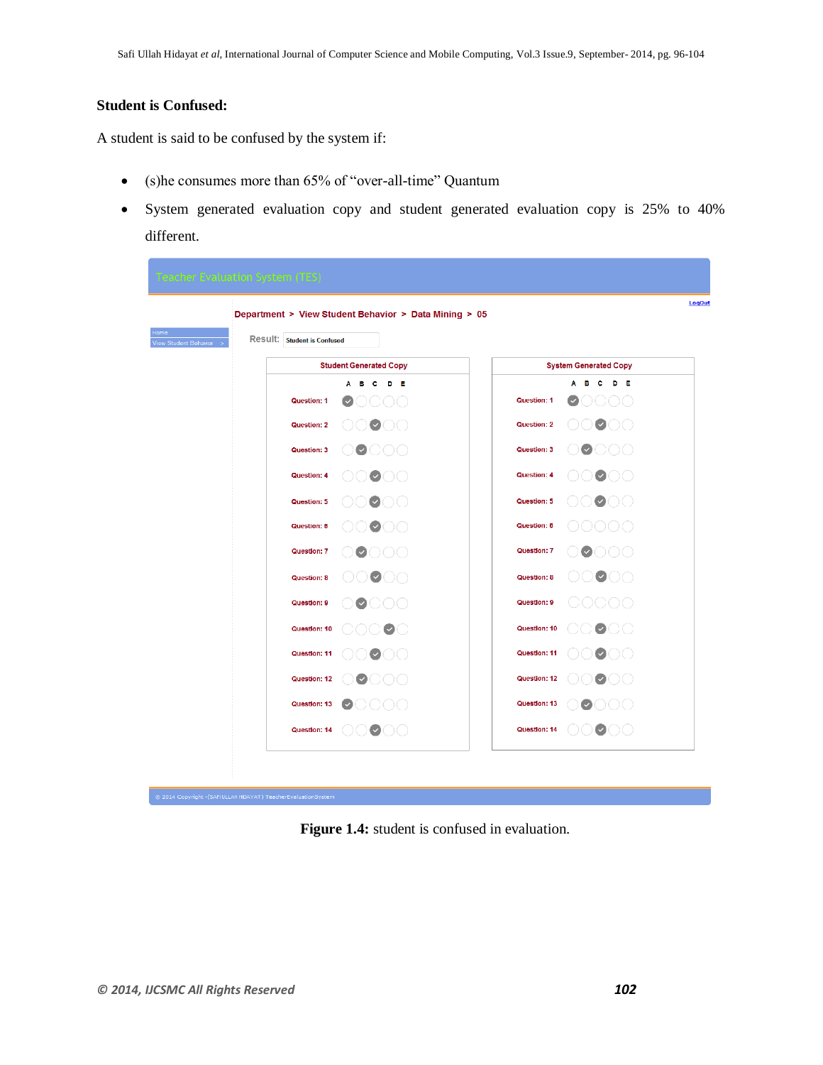**Student is Confused:**

A student is said to be confused by the system if:

- (s)he consumes more than 65% of "over-all-time" Quantum
- System generated evaluation copy and student generated evaluation copy is 25% to 40% different.

**Figure 1.4:** student is confused in evaluation.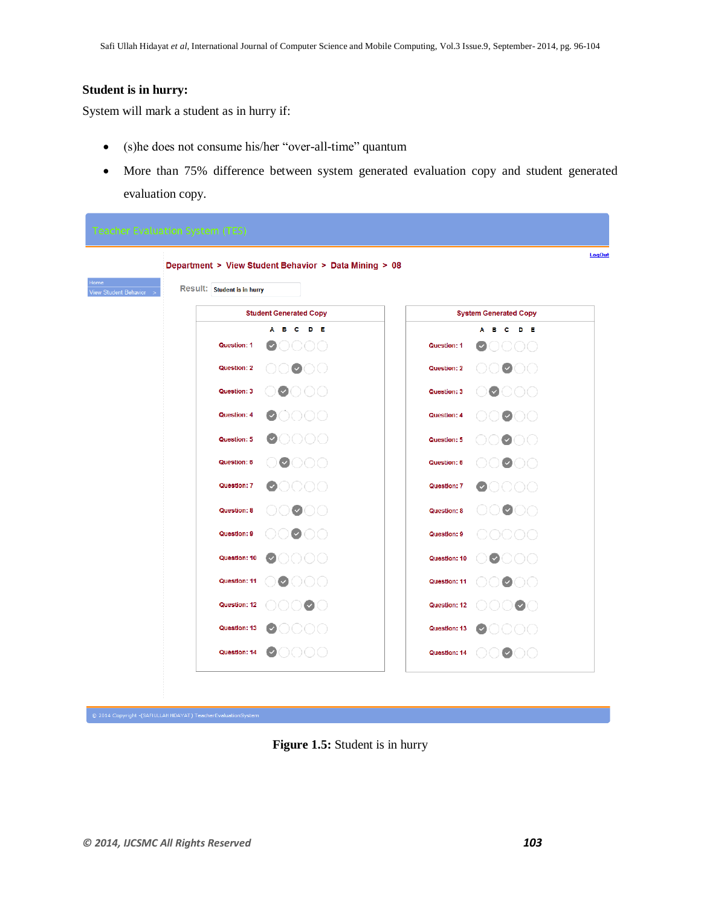**Student is in hurry:**

System will mark a student as in hurry if:

- (s)he does not consume his/her "over-all-time" quantum
- More than 75% difference between system generated evaluation copy and student generated evaluation copy.

**Figure 1.5:** Student is in hurry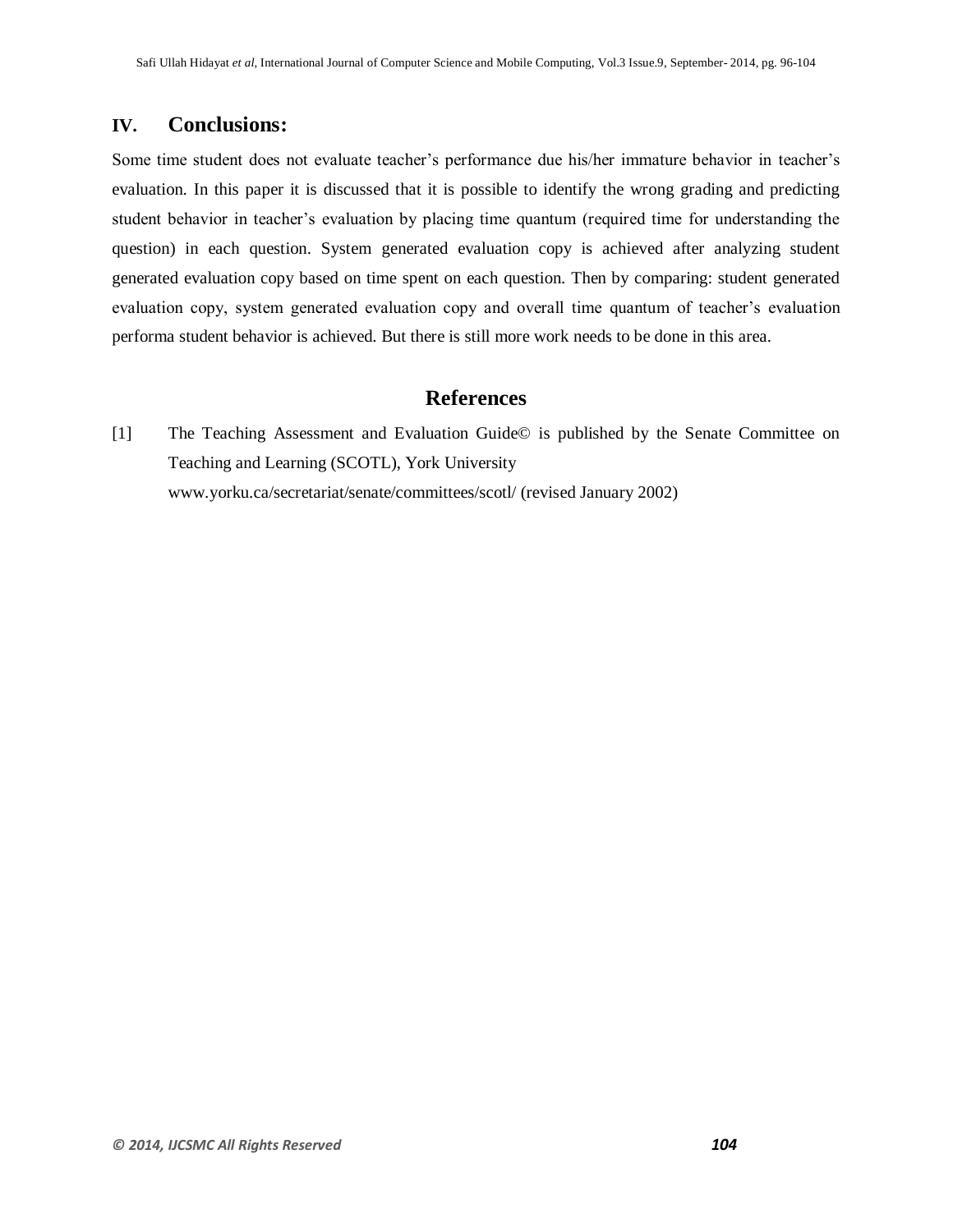## IV. Conclusions:

Some time student does not evaluate teacher's performance due his/her immature behavior in teacher's evaluation. In this paper it is discussed that it is possible to identify the wrong grading and predicting student behavior in teacher's evaluation by placing time quantum (required time for understanding the question) in each question. System generated evaluation copy is achieved after analyzing student generated evaluation copy based on time spent on each question. Then by comparing: student generated evaluation copy, system generated evaluation copy and overall time quantum of teacher's evaluation performa student behavior is achieved. But there is still more work needs to be done in this area.

## References

[1] The Teaching Assessment and Evaluation Guide© is published by the Senate Committee on Teaching and Learning (SCOTL), York University www.yorku.ca/secretariat/senate/committees/scotl/ (revised January 2002)